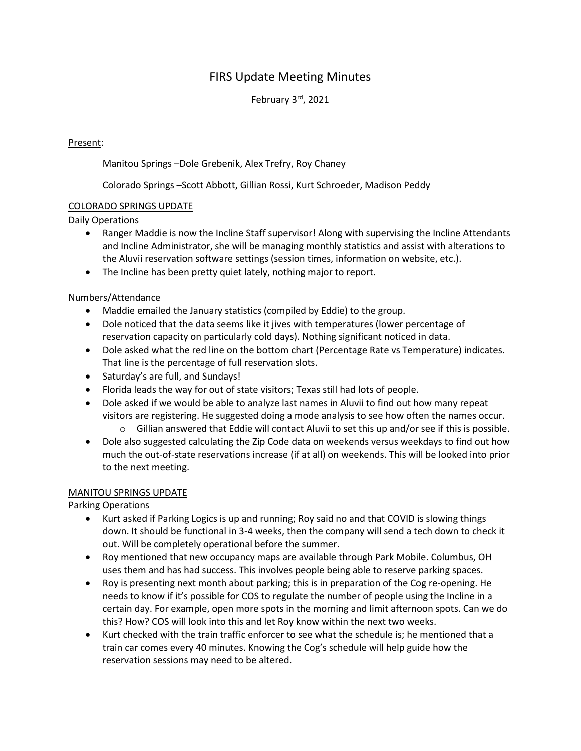# FIRS Update Meeting Minutes

February 3rd, 2021

Present:

Manitou Springs –Dole Grebenik, Alex Trefry, Roy Chaney

Colorado Springs –Scott Abbott, Gillian Rossi, Kurt Schroeder, Madison Peddy

## COLORADO SPRINGS UPDATE

### Daily Operations

- Ranger Maddie is now the Incline Staff supervisor! Along with supervising the Incline Attendants and Incline Administrator, she will be managing monthly statistics and assist with alterations to the Aluvii reservation software settings (session times, information on website, etc.).
- The Incline has been pretty quiet lately, nothing major to report.

### Numbers/Attendance

- Maddie emailed the January statistics (compiled by Eddie) to the group.
- Dole noticed that the data seems like it jives with temperatures (lower percentage of reservation capacity on particularly cold days). Nothing significant noticed in data.
- Dole asked what the red line on the bottom chart (Percentage Rate vs Temperature) indicates. That line is the percentage of full reservation slots.
- Saturday's are full, and Sundays!
- Florida leads the way for out of state visitors; Texas still had lots of people.
- Dole asked if we would be able to analyze last names in Aluvii to find out how many repeat visitors are registering. He suggested doing a mode analysis to see how often the names occur.
  - Gillian answered that Eddie will contact Aluvii to set this up and/or see if this is possible.
- Dole also suggested calculating the Zip Code data on weekends versus weekdays to find out how much the out-of-state reservations increase (if at all) on weekends. This will be looked into prior to the next meeting.

## MANITOU SPRINGS UPDATE

### Parking Operations

- Kurt asked if Parking Logics is up and running; Roy said no and that COVID is slowing things down. It should be functional in 3-4 weeks, then the company will send a tech down to check it out. Will be completely operational before the summer.
- Roy mentioned that new occupancy maps are available through Park Mobile. Columbus, OH uses them and has had success. This involves people being able to reserve parking spaces.
- Roy is presenting next month about parking; this is in preparation of the Cog re-opening. He needs to know if it's possible for COS to regulate the number of people using the Incline in a certain day. For example, open more spots in the morning and limit afternoon spots. Can we do this? How? COS will look into this and let Roy know within the next two weeks.
- Kurt checked with the train traffic enforcer to see what the schedule is; he mentioned that a train car comes every 40 minutes. Knowing the Cog's schedule will help guide how the reservation sessions may need to be altered.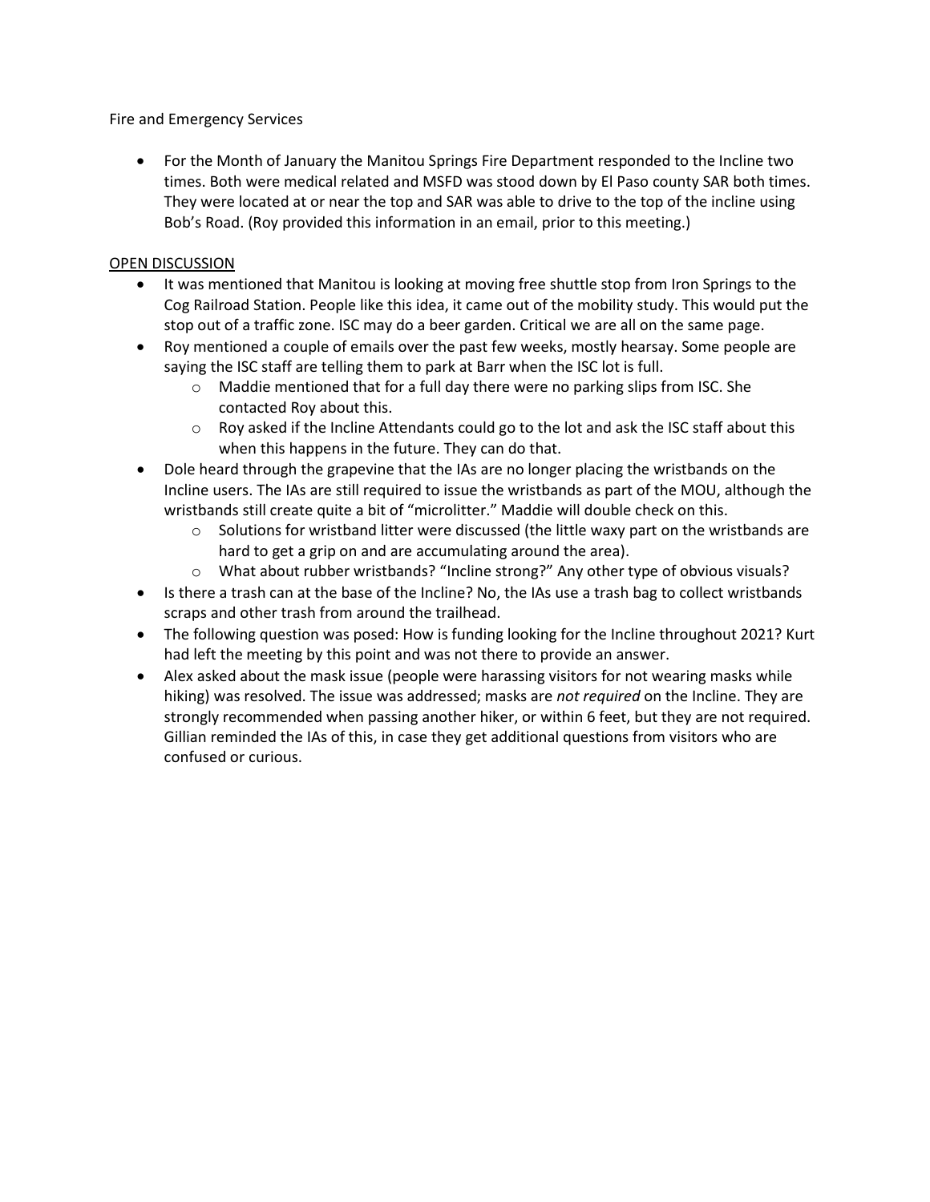Fire and Emergency Services

- For the Month of January the Manitou Springs Fire Department responded to the Incline two times. Both were medical related and MSFD was stood down by El Paso county SAR both times. They were located at or near the top and SAR was able to drive to the top of the incline using Bob's Road. (Roy provided this information in an email, prior to this meeting.)

<u>OPEN DISCUSSION</u>

- It was mentioned that Manitou is looking at moving free shuttle stop from Iron Springs to the Cog Railroad Station. People like this idea, it came out of the mobility study. This would put the stop out of a traffic zone. ISC may do a beer garden. Critical we are all on the same page.
- Roy mentioned a couple of emails over the past few weeks, mostly hearsay. Some people are saying the ISC staff are telling them to park at Barr when the ISC lot is full.
    - Maddie mentioned that for a full day there were no parking slips from ISC. She contacted Roy about this.
    - Roy asked if the Incline Attendants could go to the lot and ask the ISC staff about this when this happens in the future. They can do that.
- Dole heard through the grapevine that the IAs are no longer placing the wristbands on the Incline users. The IAs are still required to issue the wristbands as part of the MOU, although the wristbands still create quite a bit of "microlitter." Maddie will double check on this.
    - Solutions for wristband litter were discussed (the little waxy part on the wristbands are hard to get a grip on and are accumulating around the area).
    - What about rubber wristbands? "Incline strong?" Any other type of obvious visuals?
- Is there a trash can at the base of the Incline? No, the IAs use a trash bag to collect wristbands scraps and other trash from around the trailhead.
- The following question was posed: How is funding looking for the Incline throughout 2021? Kurt had left the meeting by this point and was not there to provide an answer.
- Alex asked about the mask issue (people were harassing visitors for not wearing masks while hiking) was resolved. The issue was addressed; masks are *not required* on the Incline. They are strongly recommended when passing another hiker, or within 6 feet, but they are not required. Gillian reminded the IAs of this, in case they get additional questions from visitors who are confused or curious.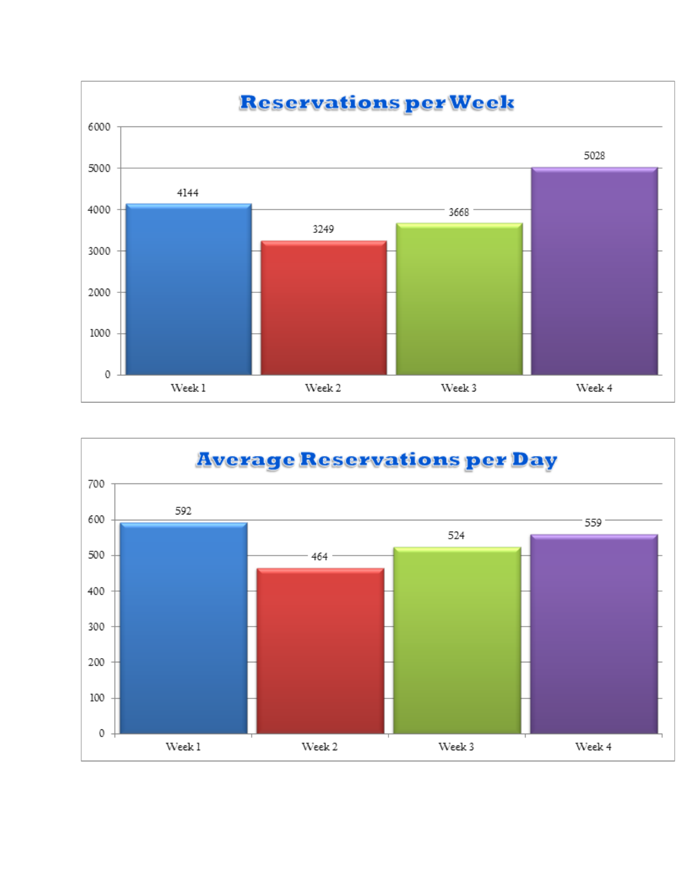## Reservations per Week

| Week | Reservations |
| --- | --- |
| Week 1 | 4144 |
| Week 2 | 3249 |
| Week 3 | 3668 |
| Week 4 | 5028 |

## Average Reservations per Day

| Week | Average Reservations |
| --- | --- |
| Week 1 | 592 |
| Week 2 | 464 |
| Week 3 | 524 |
| Week 4 | 559 |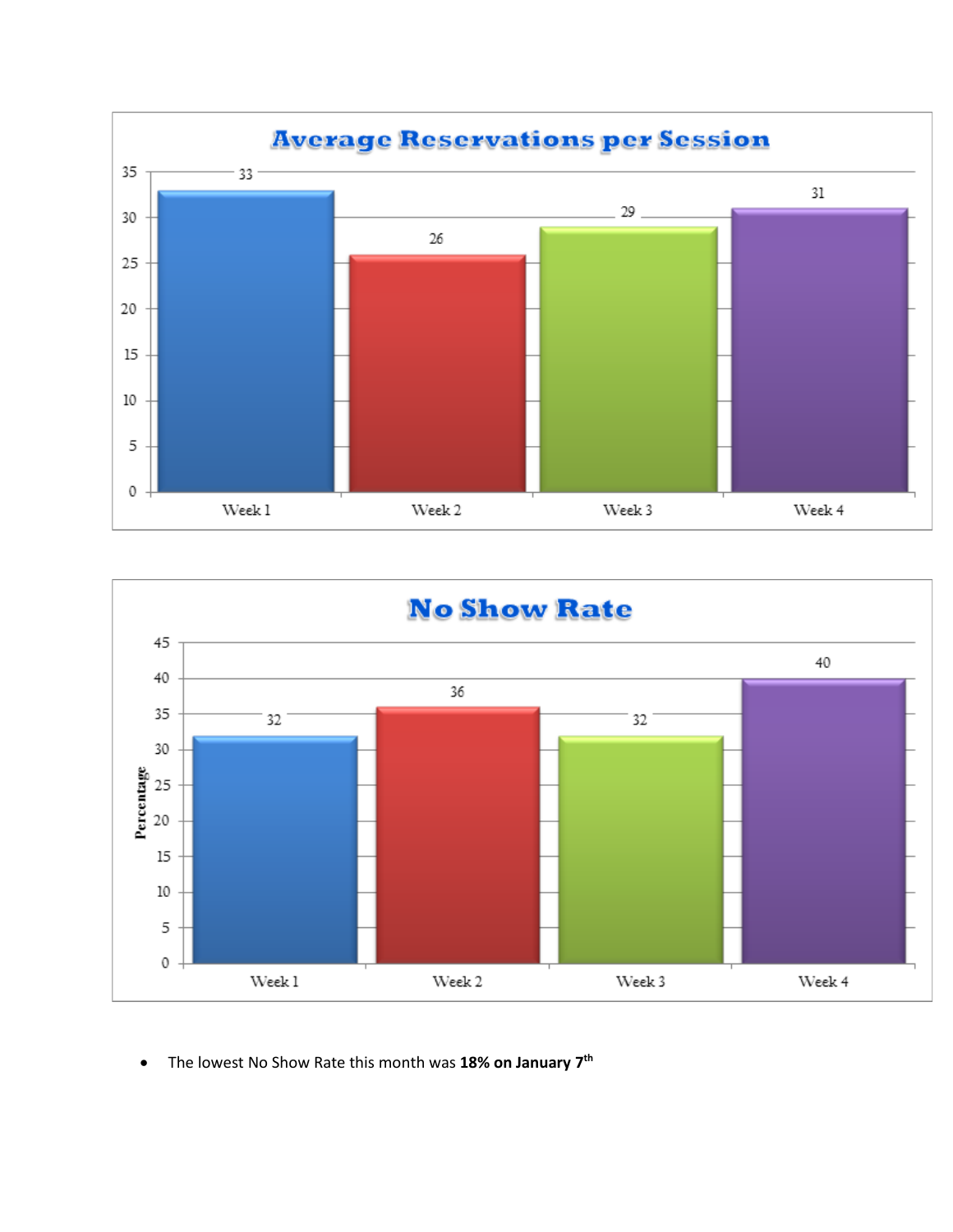## Average Reservations per Session

| Week | Average Reservations per Session |
|---|---|
| Week 1 | 33 |
| Week 2 | 26 |
| Week 3 | 29 |
| Week 4 | 31 |

## No Show Rate

| Week | Percentage |
|---|---|
| Week 1 | 32 |
| Week 2 | 36 |
| Week 3 | 32 |
| Week 4 | 40 |

- The lowest No Show Rate this month was **18% on January 7th**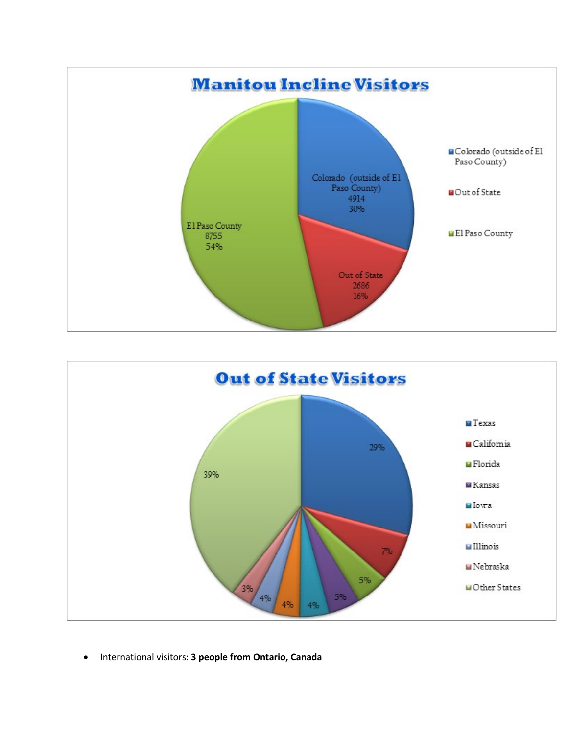## Manitou Incline Visitors

| Category | Visitors | Percent |
|---|---|---|
| El Paso County | 8755 | 54% |
| Colorado (outside of El Paso County) | 4914 | 30% |
| Out of State | 2686 | 16% |

## Out of State Visitors

| State | Percent |
|---|---|
| Texas | 29% |
| California | 7% |
| Florida | 5% |
| Kansas | 5% |
| Iowa | 4% |
| Missouri | 4% |
| Illinois | 4% |
| Nebraska | 3% |
| Other States | 39% |

- International visitors: **3 people from Ontario, Canada**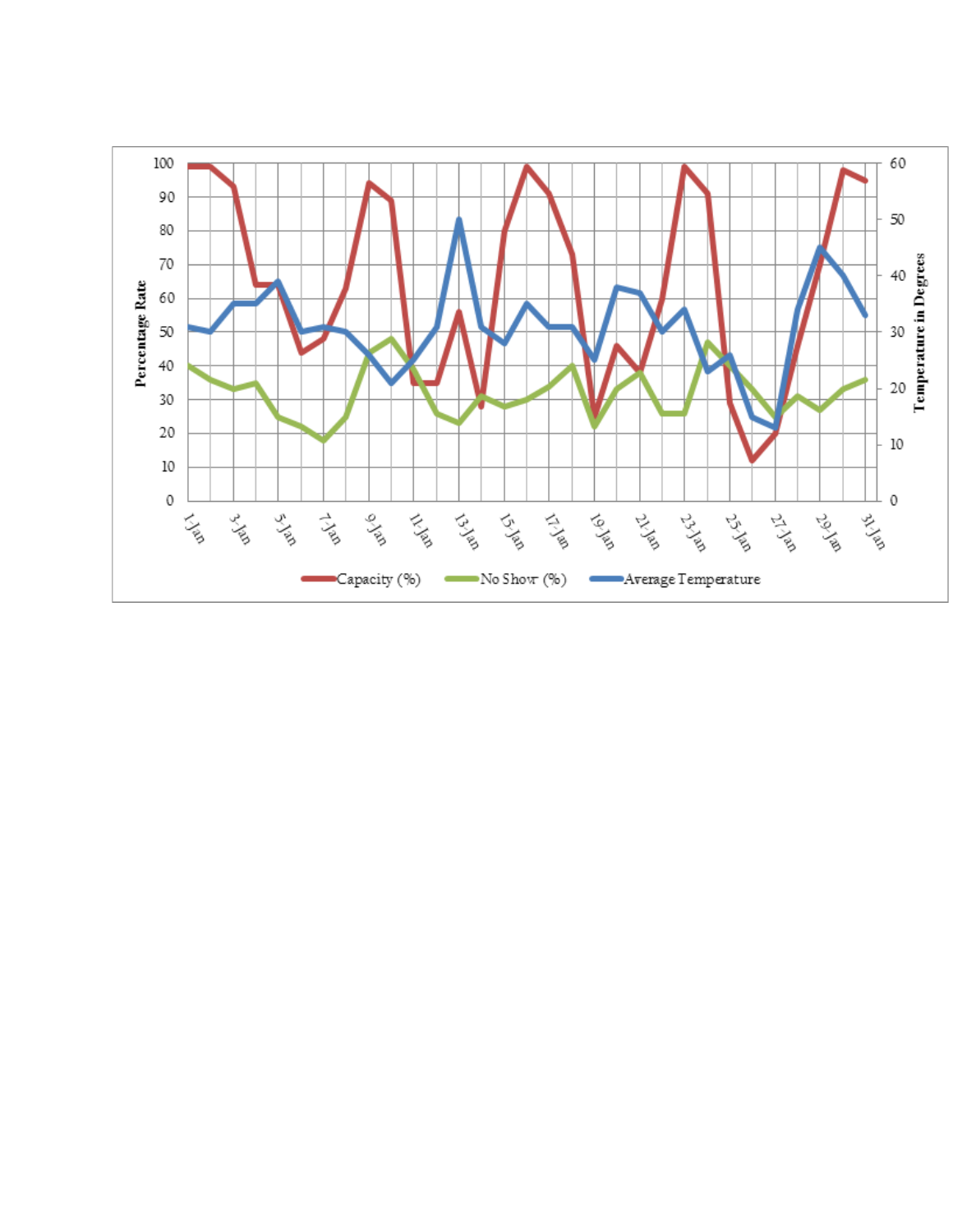Percentage Rate

100
90
80
70
60
50
40
30
20
10
0

Temperature in Degrees

60
50
40
30
20
10
0

1-Jan
3-Jan
5-Jan
7-Jan
9-Jan
11-Jan
13-Jan
15-Jan
17-Jan
19-Jan
21-Jan
23-Jan
25-Jan
27-Jan
29-Jan
31-Jan

Capacity (%)
No Show (%)
Average Temperature